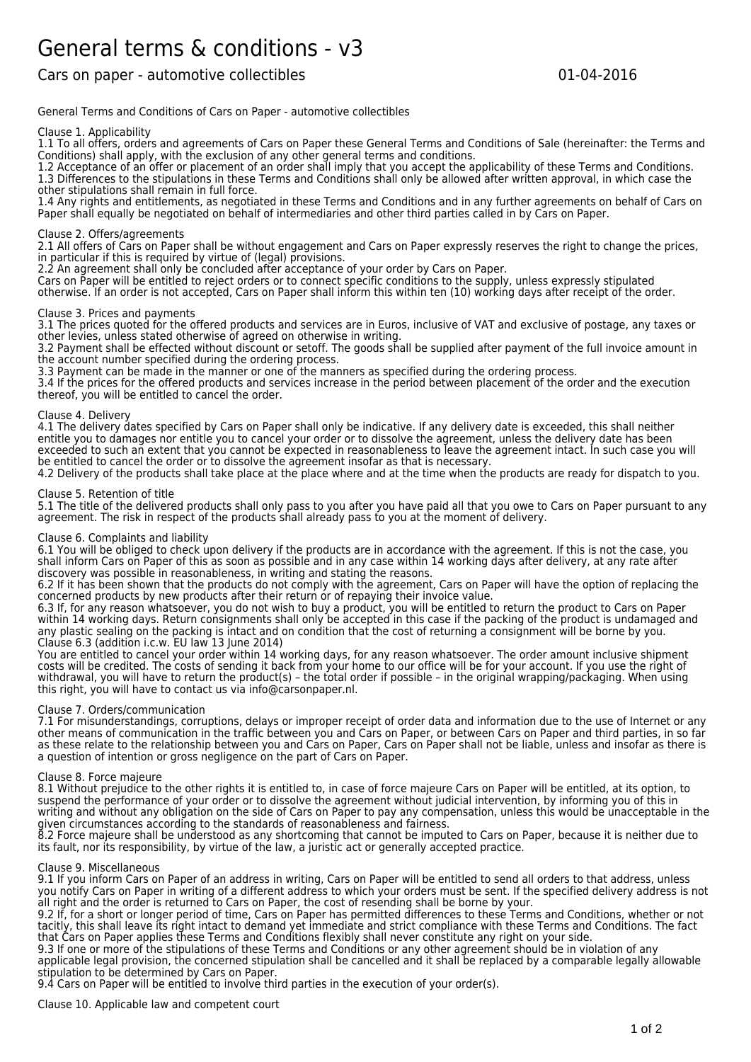# General terms & conditions - v3

Cars on paper - automotive collectibles 01-04-2016

General Terms and Conditions of Cars on Paper - automotive collectibles

Clause 1. Applicability

1.1 To all offers, orders and agreements of Cars on Paper these General Terms and Conditions of Sale (hereinafter: the Terms and Conditions) shall apply, with the exclusion of any other general terms and conditions.

1.2 Acceptance of an offer or placement of an order shall imply that you accept the applicability of these Terms and Conditions.

1.3 Differences to the stipulations in these Terms and Conditions shall only be allowed after written approval, in which case the other stipulations shall remain in full force.

1.4 Any rights and entitlements, as negotiated in these Terms and Conditions and in any further agreements on behalf of Cars on Paper shall equally be negotiated on behalf of intermediaries and other third parties called in by Cars on Paper.

Clause 2. Offers/agreements

2.1 All offers of Cars on Paper shall be without engagement and Cars on Paper expressly reserves the right to change the prices, in particular if this is required by virtue of (legal) provisions.

2.2 An agreement shall only be concluded after acceptance of your order by Cars on Paper.

Cars on Paper will be entitled to reject orders or to connect specific conditions to the supply, unless expressly stipulated otherwise. If an order is not accepted, Cars on Paper shall inform this within ten (10) working days after receipt of the order.

Clause 3. Prices and payments

3.1 The prices quoted for the offered products and services are in Euros, inclusive of VAT and exclusive of postage, any taxes or other levies, unless stated otherwise of agreed on otherwise in writing.

3.2 Payment shall be effected without discount or setoff. The goods shall be supplied after payment of the full invoice amount in the account number specified during the ordering process.

3.3 Payment can be made in the manner or one of the manners as specified during the ordering process.

3.4 If the prices for the offered products and services increase in the period between placement of the order and the execution thereof, you will be entitled to cancel the order.

Clause 4. Delivery

4.1 The delivery dates specified by Cars on Paper shall only be indicative. If any delivery date is exceeded, this shall neither entitle you to damages nor entitle you to cancel your order or to dissolve the agreement, unless the delivery date has been exceeded to such an extent that you cannot be expected in reasonableness to leave the agreement intact. In such case you will be entitled to cancel the order or to dissolve the agreement insofar as that is necessary.

4.2 Delivery of the products shall take place at the place where and at the time when the products are ready for dispatch to you.

Clause 5. Retention of title

5.1 The title of the delivered products shall only pass to you after you have paid all that you owe to Cars on Paper pursuant to any agreement. The risk in respect of the products shall already pass to you at the moment of delivery.

Clause 6. Complaints and liability

6.1 You will be obliged to check upon delivery if the products are in accordance with the agreement. If this is not the case, you shall inform Cars on Paper of this as soon as possible and in any case within 14 working days after delivery, at any rate after discovery was possible in reasonableness, in writing and stating the reasons.

6.2 If it has been shown that the products do not comply with the agreement, Cars on Paper will have the option of replacing the concerned products by new products after their return or of repaying their invoice value.

6.3 If, for any reason whatsoever, you do not wish to buy a product, you will be entitled to return the product to Cars on Paper within 14 working days. Return consignments shall only be accepted in this case if the packing of the product is undamaged and any plastic sealing on the packing is intact and on condition that the cost of returning a consignment will be borne by you.

Clause 6.3 (addition i.c.w. EU law 13 June 2014)

You are entitled to cancel your order within 14 working days, for any reason whatsoever. The order amount inclusive shipment costs will be credited. The costs of sending it back from your home to our office will be for your account. If you use the right of withdrawal, you will have to return the product(s) – the total order if possible – in the original wrapping/packaging. When using this right, you will have to contact us via info@carsonpaper.nl.

Clause 7. Orders/communication

7.1 For misunderstandings, corruptions, delays or improper receipt of order data and information due to the use of Internet or any other means of communication in the traffic between you and Cars on Paper, or between Cars on Paper and third parties, in so far as these relate to the relationship between you and Cars on Paper, Cars on Paper shall not be liable, unless and insofar as there is a question of intention or gross negligence on the part of Cars on Paper.

Clause 8. Force majeure

8.1 Without prejudice to the other rights it is entitled to, in case of force majeure Cars on Paper will be entitled, at its option, to suspend the performance of your order or to dissolve the agreement without judicial intervention, by informing you of this in writing and without any obligation on the side of Cars on Paper to pay any compensation, unless this would be unacceptable in the given circumstances according to the standards of reasonableness and fairness.

8.2 Force majeure shall be understood as any shortcoming that cannot be imputed to Cars on Paper, because it is neither due to its fault, nor its responsibility, by virtue of the law, a juristic act or generally accepted practice.

Clause 9. Miscellaneous

9.1 If you inform Cars on Paper of an address in writing, Cars on Paper will be entitled to send all orders to that address, unless you notify Cars on Paper in writing of a different address to which your orders must be sent. If the specified delivery address is not all right and the order is returned to Cars on Paper, the cost of resending shall be borne by your.

9.2 If, for a short or longer period of time, Cars on Paper has permitted differences to these Terms and Conditions, whether or not tacitly, this shall leave its right intact to demand yet immediate and strict compliance with these Terms and Conditions. The fact that Cars on Paper applies these Terms and Conditions flexibly shall never constitute any right on your side.

9.3 If one or more of the stipulations of these Terms and Conditions or any other agreement should be in violation of any applicable legal provision, the concerned stipulation shall be cancelled and it shall be replaced by a comparable legally allowable stipulation to be determined by Cars on Paper.

9.4 Cars on Paper will be entitled to involve third parties in the execution of your order(s).

Clause 10. Applicable law and competent court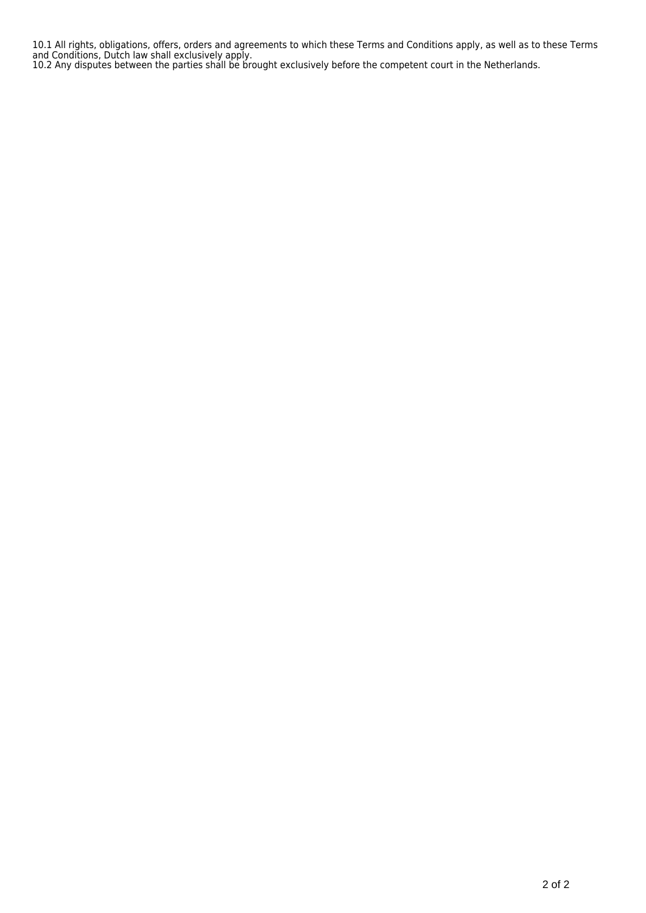10.1 All rights, obligations, offers, orders and agreements to which these Terms and Conditions apply, as well as to these Terms and Conditions, Dutch law shall exclusively apply.
10.2 Any disputes between the parties shall be brought exclusively before the competent court in the Netherlands.